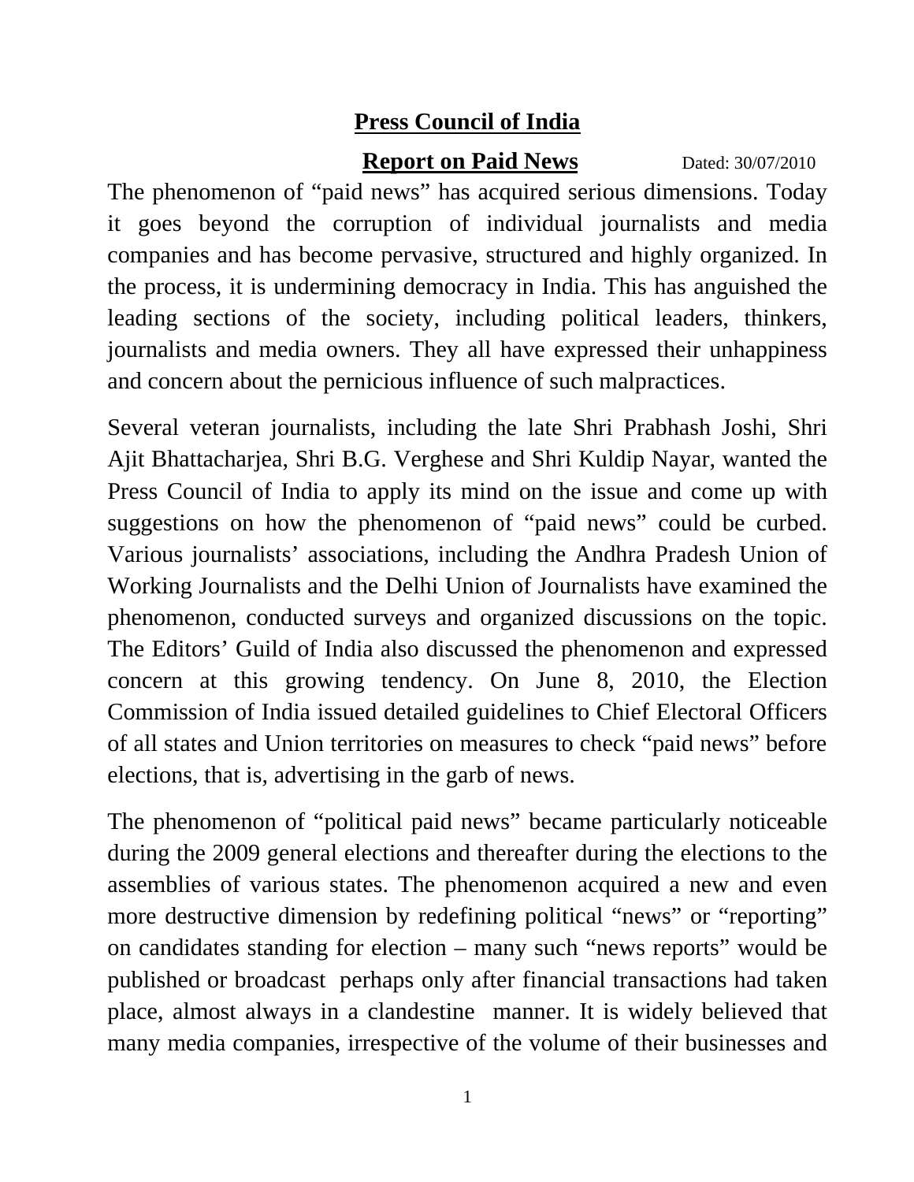# Press Council of India

## Report on Paid News

Dated: 30/07/2010

The phenomenon of "paid news" has acquired serious dimensions. Today it goes beyond the corruption of individual journalists and media companies and has become pervasive, structured and highly organized. In the process, it is undermining democracy in India. This has anguished the leading sections of the society, including political leaders, thinkers, journalists and media owners. They all have expressed their unhappiness and concern about the pernicious influence of such malpractices.

Several veteran journalists, including the late Shri Prabhash Joshi, Shri Ajit Bhattacharjea, Shri B.G. Verghese and Shri Kuldip Nayar, wanted the Press Council of India to apply its mind on the issue and come up with suggestions on how the phenomenon of "paid news" could be curbed. Various journalists' associations, including the Andhra Pradesh Union of Working Journalists and the Delhi Union of Journalists have examined the phenomenon, conducted surveys and organized discussions on the topic. The Editors' Guild of India also discussed the phenomenon and expressed concern at this growing tendency. On June 8, 2010, the Election Commission of India issued detailed guidelines to Chief Electoral Officers of all states and Union territories on measures to check "paid news" before elections, that is, advertising in the garb of news.

The phenomenon of "political paid news" became particularly noticeable during the 2009 general elections and thereafter during the elections to the assemblies of various states. The phenomenon acquired a new and even more destructive dimension by redefining political "news" or "reporting" on candidates standing for election – many such "news reports" would be published or broadcast perhaps only after financial transactions had taken place, almost always in a clandestine manner. It is widely believed that many media companies, irrespective of the volume of their businesses and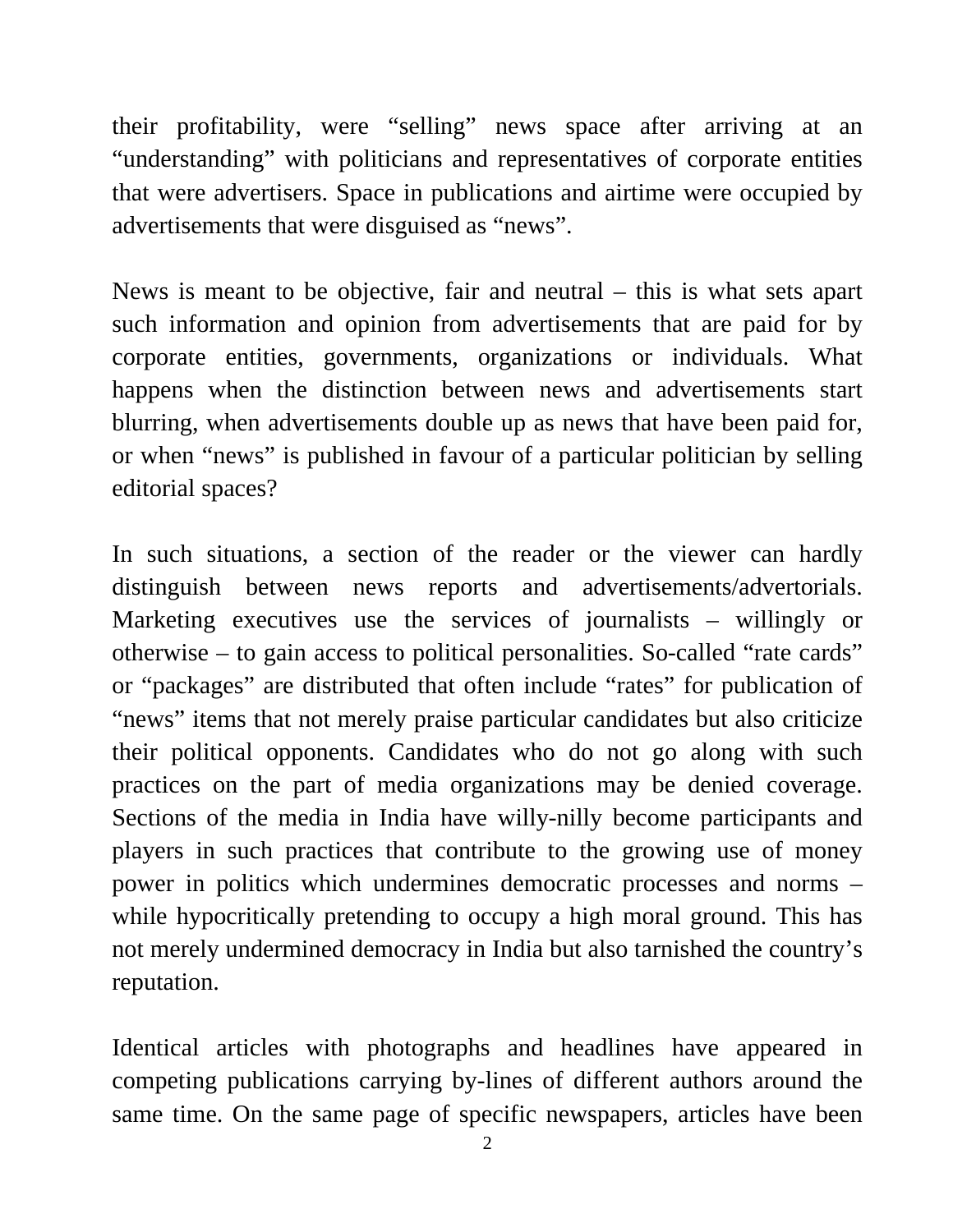their profitability, were “selling” news space after arriving at an “understanding” with politicians and representatives of corporate entities that were advertisers. Space in publications and airtime were occupied by advertisements that were disguised as “news”.

News is meant to be objective, fair and neutral – this is what sets apart such information and opinion from advertisements that are paid for by corporate entities, governments, organizations or individuals. What happens when the distinction between news and advertisements start blurring, when advertisements double up as news that have been paid for, or when “news” is published in favour of a particular politician by selling editorial spaces?

In such situations, a section of the reader or the viewer can hardly distinguish between news reports and advertisements/advertorials. Marketing executives use the services of journalists – willingly or otherwise – to gain access to political personalities. So-called “rate cards” or “packages” are distributed that often include “rates” for publication of “news” items that not merely praise particular candidates but also criticize their political opponents. Candidates who do not go along with such practices on the part of media organizations may be denied coverage. Sections of the media in India have willy-nilly become participants and players in such practices that contribute to the growing use of money power in politics which undermines democratic processes and norms – while hypocritically pretending to occupy a high moral ground. This has not merely undermined democracy in India but also tarnished the country’s reputation.

Identical articles with photographs and headlines have appeared in competing publications carrying by-lines of different authors around the same time. On the same page of specific newspapers, articles have been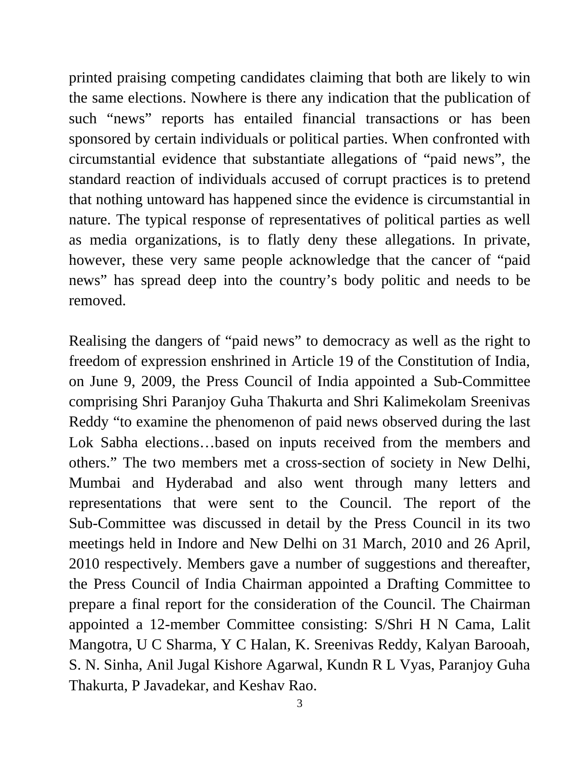printed praising competing candidates claiming that both are likely to win the same elections. Nowhere is there any indication that the publication of such "news" reports has entailed financial transactions or has been sponsored by certain individuals or political parties. When confronted with circumstantial evidence that substantiate allegations of "paid news", the standard reaction of individuals accused of corrupt practices is to pretend that nothing untoward has happened since the evidence is circumstantial in nature. The typical response of representatives of political parties as well as media organizations, is to flatly deny these allegations. In private, however, these very same people acknowledge that the cancer of "paid news" has spread deep into the country's body politic and needs to be removed.

Realising the dangers of "paid news" to democracy as well as the right to freedom of expression enshrined in Article 19 of the Constitution of India, on June 9, 2009, the Press Council of India appointed a Sub-Committee comprising Shri Paranjoy Guha Thakurta and Shri Kalimekolam Sreenivas Reddy "to examine the phenomenon of paid news observed during the last Lok Sabha elections…based on inputs received from the members and others." The two members met a cross-section of society in New Delhi, Mumbai and Hyderabad and also went through many letters and representations that were sent to the Council. The report of the Sub-Committee was discussed in detail by the Press Council in its two meetings held in Indore and New Delhi on 31 March, 2010 and 26 April, 2010 respectively. Members gave a number of suggestions and thereafter, the Press Council of India Chairman appointed a Drafting Committee to prepare a final report for the consideration of the Council. The Chairman appointed a 12-member Committee consisting: S/Shri H N Cama, Lalit Mangotra, U C Sharma, Y C Halan, K. Sreenivas Reddy, Kalyan Barooah, S. N. Sinha, Anil Jugal Kishore Agarwal, Kundn R L Vyas, Paranjoy Guha Thakurta, P Javadekar, and Keshav Rao.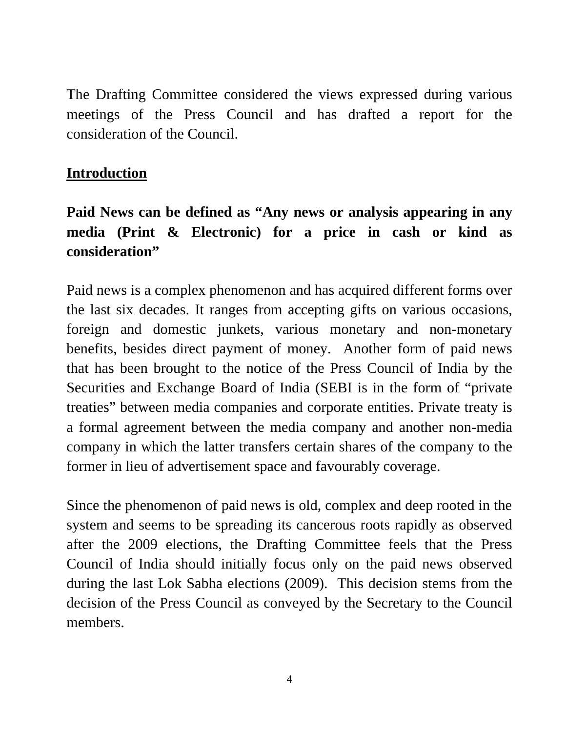The Drafting Committee considered the views expressed during various meetings of the Press Council and has drafted a report for the consideration of the Council.

## Introduction

**Paid News can be defined as "Any news or analysis appearing in any media (Print & Electronic) for a price in cash or kind as consideration"**

Paid news is a complex phenomenon and has acquired different forms over the last six decades. It ranges from accepting gifts on various occasions, foreign and domestic junkets, various monetary and non-monetary benefits, besides direct payment of money. Another form of paid news that has been brought to the notice of the Press Council of India by the Securities and Exchange Board of India (SEBI is in the form of "private treaties" between media companies and corporate entities. Private treaty is a formal agreement between the media company and another non-media company in which the latter transfers certain shares of the company to the former in lieu of advertisement space and favourably coverage.

Since the phenomenon of paid news is old, complex and deep rooted in the system and seems to be spreading its cancerous roots rapidly as observed after the 2009 elections, the Drafting Committee feels that the Press Council of India should initially focus only on the paid news observed during the last Lok Sabha elections (2009). This decision stems from the decision of the Press Council as conveyed by the Secretary to the Council members.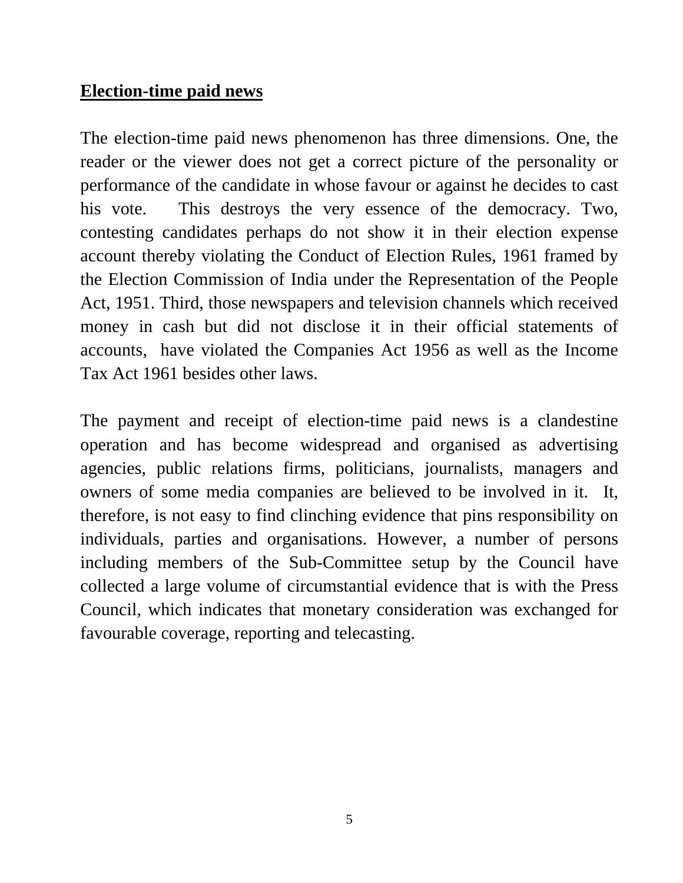## Election-time paid news

The election-time paid news phenomenon has three dimensions. One, the reader or the viewer does not get a correct picture of the personality or performance of the candidate in whose favour or against he decides to cast his vote. This destroys the very essence of the democracy. Two, contesting candidates perhaps do not show it in their election expense account thereby violating the Conduct of Election Rules, 1961 framed by the Election Commission of India under the Representation of the People Act, 1951. Third, those newspapers and television channels which received money in cash but did not disclose it in their official statements of accounts, have violated the Companies Act 1956 as well as the Income Tax Act 1961 besides other laws.

The payment and receipt of election-time paid news is a clandestine operation and has become widespread and organised as advertising agencies, public relations firms, politicians, journalists, managers and owners of some media companies are believed to be involved in it. It, therefore, is not easy to find clinching evidence that pins responsibility on individuals, parties and organisations. However, a number of persons including members of the Sub-Committee setup by the Council have collected a large volume of circumstantial evidence that is with the Press Council, which indicates that monetary consideration was exchanged for favourable coverage, reporting and telecasting.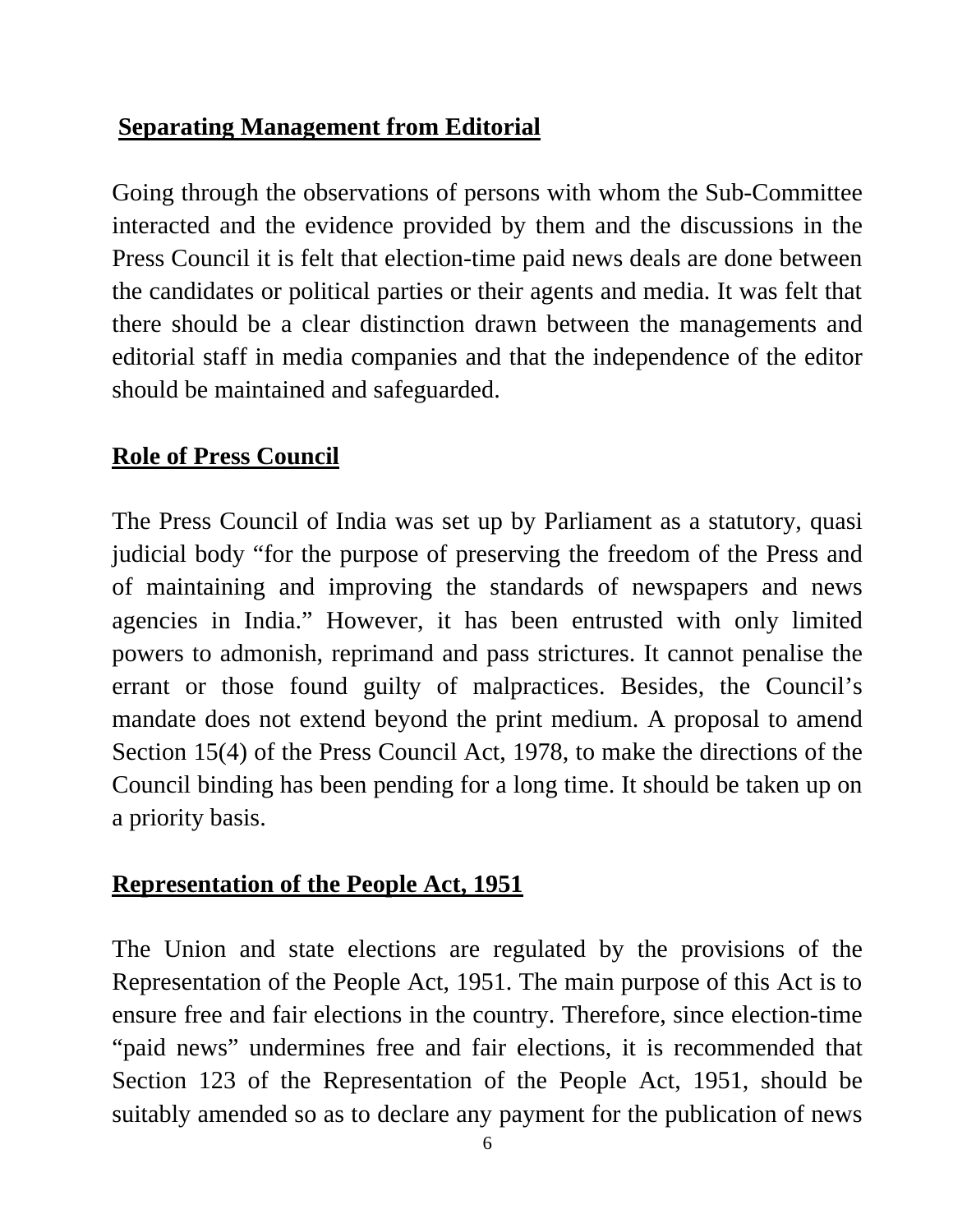## Separating Management from Editorial

Going through the observations of persons with whom the Sub-Committee interacted and the evidence provided by them and the discussions in the Press Council it is felt that election-time paid news deals are done between the candidates or political parties or their agents and media. It was felt that there should be a clear distinction drawn between the managements and editorial staff in media companies and that the independence of the editor should be maintained and safeguarded.

## Role of Press Council

The Press Council of India was set up by Parliament as a statutory, quasi judicial body "for the purpose of preserving the freedom of the Press and of maintaining and improving the standards of newspapers and news agencies in India." However, it has been entrusted with only limited powers to admonish, reprimand and pass strictures. It cannot penalise the errant or those found guilty of malpractices. Besides, the Council's mandate does not extend beyond the print medium. A proposal to amend Section 15(4) of the Press Council Act, 1978, to make the directions of the Council binding has been pending for a long time. It should be taken up on a priority basis.

## Representation of the People Act, 1951

The Union and state elections are regulated by the provisions of the Representation of the People Act, 1951. The main purpose of this Act is to ensure free and fair elections in the country. Therefore, since election-time "paid news" undermines free and fair elections, it is recommended that Section 123 of the Representation of the People Act, 1951, should be suitably amended so as to declare any payment for the publication of news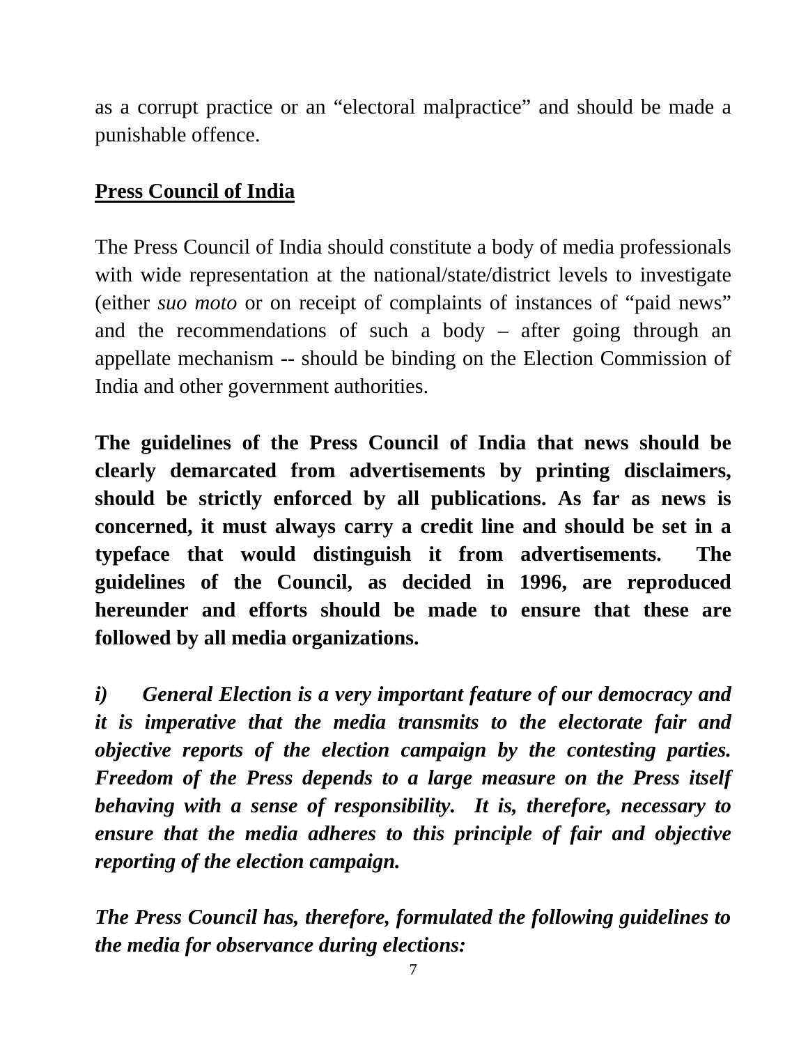as a corrupt practice or an "electoral malpractice" and should be made a punishable offence.

**Press Council of India**

The Press Council of India should constitute a body of media professionals with wide representation at the national/state/district levels to investigate (either *suo moto* or on receipt of complaints of instances of "paid news" and the recommendations of such a body – after going through an appellate mechanism -- should be binding on the Election Commission of India and other government authorities.

**The guidelines of the Press Council of India that news should be clearly demarcated from advertisements by printing disclaimers, should be strictly enforced by all publications. As far as news is concerned, it must always carry a credit line and should be set in a typeface that would distinguish it from advertisements. The guidelines of the Council, as decided in 1996, are reproduced hereunder and efforts should be made to ensure that these are followed by all media organizations.**

***i) General Election is a very important feature of our democracy and it is imperative that the media transmits to the electorate fair and objective reports of the election campaign by the contesting parties. Freedom of the Press depends to a large measure on the Press itself behaving with a sense of responsibility. It is, therefore, necessary to ensure that the media adheres to this principle of fair and objective reporting of the election campaign.***

***The Press Council has, therefore, formulated the following guidelines to the media for observance during elections:***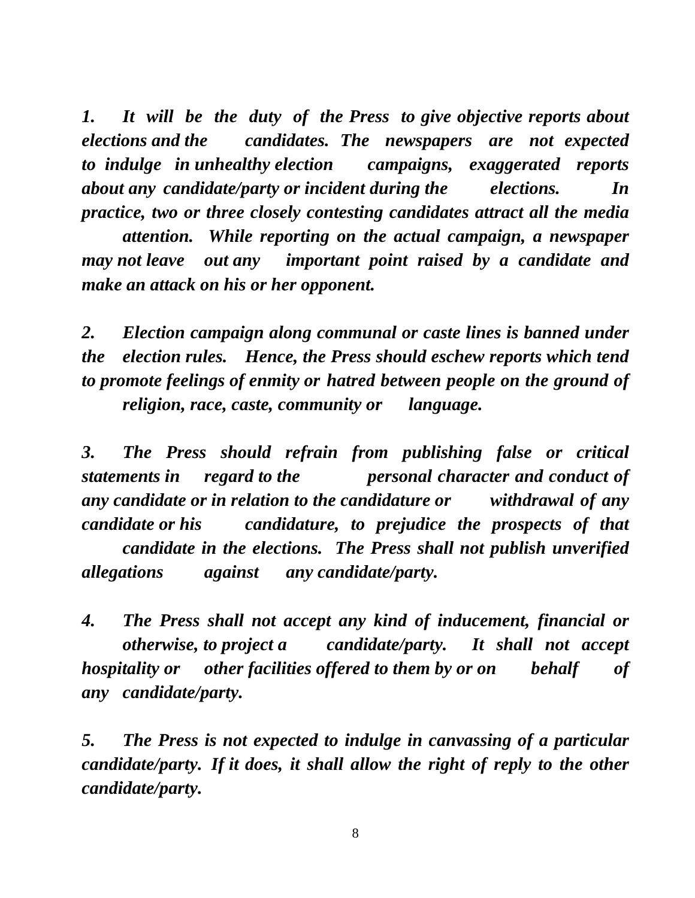1. ***It will be the duty of the Press to give objective reports about elections and the candidates. The newspapers are not expected to indulge in unhealthy election campaigns, exaggerated reports about any candidate/party or incident during the elections. In practice, two or three closely contesting candidates attract all the media attention. While reporting on the actual campaign, a newspaper may not leave out any important point raised by a candidate and make an attack on his or her opponent.***

2. ***Election campaign along communal or caste lines is banned under the election rules. Hence, the Press should eschew reports which tend to promote feelings of enmity or hatred between people on the ground of religion, race, caste, community or language.***

3. ***The Press should refrain from publishing false or critical statements in regard to the personal character and conduct of any candidate or in relation to the candidature or withdrawal of any candidate or his candidature, to prejudice the prospects of that candidate in the elections. The Press shall not publish unverified allegations against any candidate/party.***

4. ***The Press shall not accept any kind of inducement, financial or otherwise, to project a candidate/party. It shall not accept hospitality or other facilities offered to them by or on behalf of any candidate/party.***

5. ***The Press is not expected to indulge in canvassing of a particular candidate/party. If it does, it shall allow the right of reply to the other candidate/party.***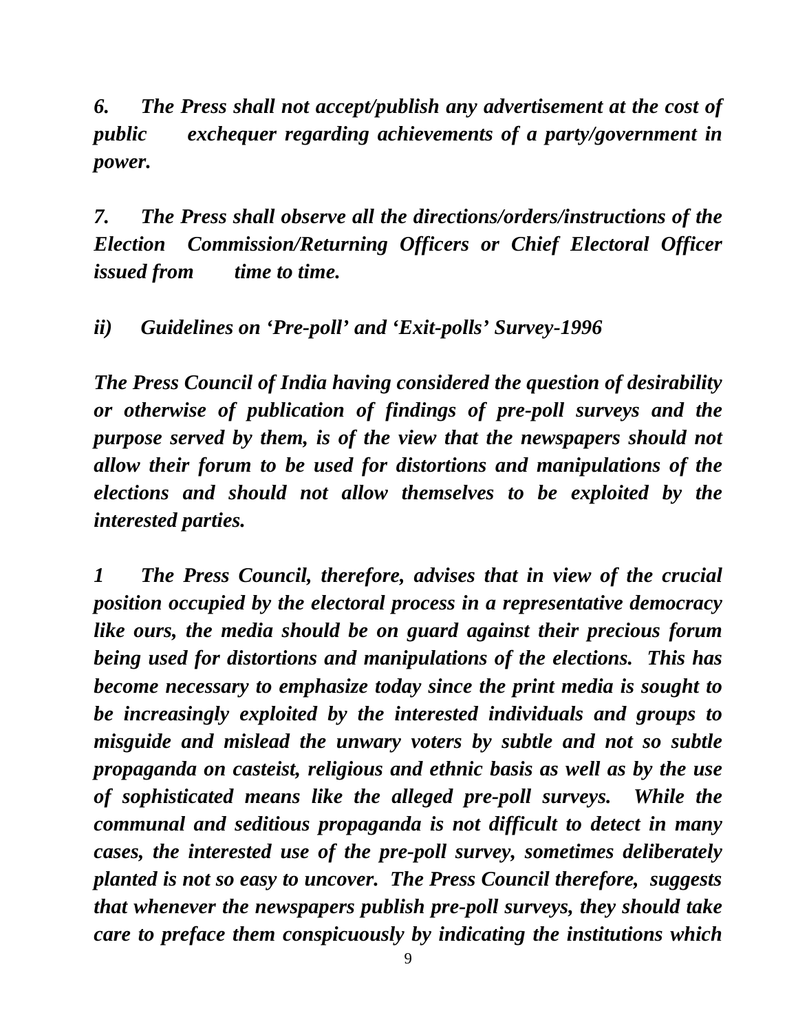*6. The Press shall not accept/publish any advertisement at the cost of public exchequer regarding achievements of a party/government in power.*

*7. The Press shall observe all the directions/orders/instructions of the Election Commission/Returning Officers or Chief Electoral Officer issued from time to time.*

### *ii) Guidelines on 'Pre-poll' and 'Exit-polls' Survey-1996*

***The Press Council of India having considered the question of desirability or otherwise of publication of findings of pre-poll surveys and the purpose served by them, is of the view that the newspapers should not allow their forum to be used for distortions and manipulations of the elections and should not allow themselves to be exploited by the interested parties.***

***1 The Press Council, therefore, advises that in view of the crucial position occupied by the electoral process in a representative democracy like ours, the media should be on guard against their precious forum being used for distortions and manipulations of the elections. This has become necessary to emphasize today since the print media is sought to be increasingly exploited by the interested individuals and groups to misguide and mislead the unwary voters by subtle and not so subtle propaganda on casteist, religious and ethnic basis as well as by the use of sophisticated means like the alleged pre-poll surveys. While the communal and seditious propaganda is not difficult to detect in many cases, the interested use of the pre-poll survey, sometimes deliberately planted is not so easy to uncover. The Press Council therefore, suggests that whenever the newspapers publish pre-poll surveys, they should take care to preface them conspicuously by indicating the institutions which***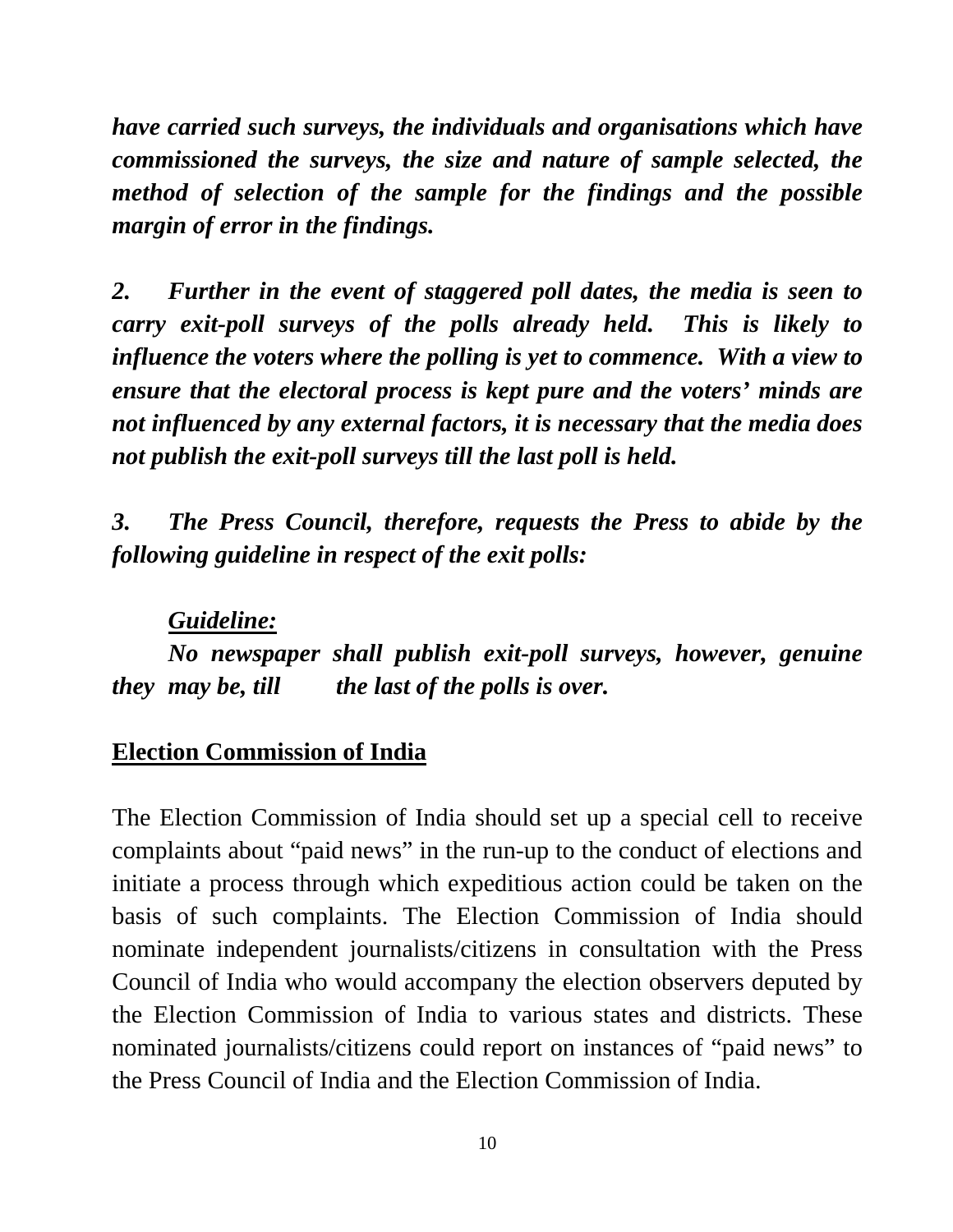***have carried such surveys, the individuals and organisations which have commissioned the surveys, the size and nature of sample selected, the method of selection of the sample for the findings and the possible margin of error in the findings.***

***2. Further in the event of staggered poll dates, the media is seen to carry exit-poll surveys of the polls already held. This is likely to influence the voters where the polling is yet to commence. With a view to ensure that the electoral process is kept pure and the voters' minds are not influenced by any external factors, it is necessary that the media does not publish the exit-poll surveys till the last poll is held.***

***3. The Press Council, therefore, requests the Press to abide by the following guideline in respect of the exit polls:***

***<u>Guideline:</u>***

***No newspaper shall publish exit-poll surveys, however, genuine they may be, till the last of the polls is over.***

**<u>Election Commission of India</u>**

The Election Commission of India should set up a special cell to receive complaints about "paid news" in the run-up to the conduct of elections and initiate a process through which expeditious action could be taken on the basis of such complaints. The Election Commission of India should nominate independent journalists/citizens in consultation with the Press Council of India who would accompany the election observers deputed by the Election Commission of India to various states and districts. These nominated journalists/citizens could report on instances of "paid news" to the Press Council of India and the Election Commission of India.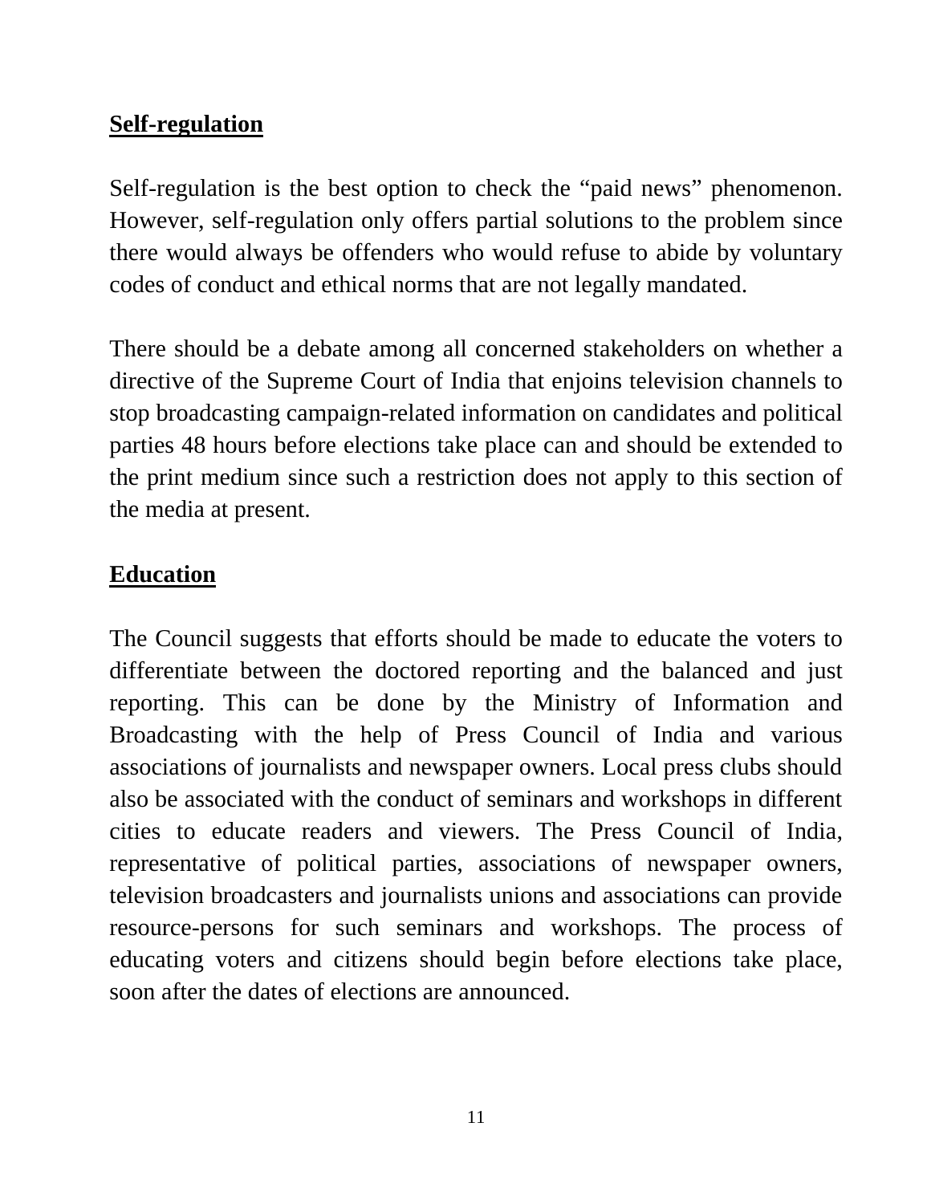**Self-regulation**

Self-regulation is the best option to check the "paid news" phenomenon. However, self-regulation only offers partial solutions to the problem since there would always be offenders who would refuse to abide by voluntary codes of conduct and ethical norms that are not legally mandated.

There should be a debate among all concerned stakeholders on whether a directive of the Supreme Court of India that enjoins television channels to stop broadcasting campaign-related information on candidates and political parties 48 hours before elections take place can and should be extended to the print medium since such a restriction does not apply to this section of the media at present.

**Education**

The Council suggests that efforts should be made to educate the voters to differentiate between the doctored reporting and the balanced and just reporting. This can be done by the Ministry of Information and Broadcasting with the help of Press Council of India and various associations of journalists and newspaper owners. Local press clubs should also be associated with the conduct of seminars and workshops in different cities to educate readers and viewers. The Press Council of India, representative of political parties, associations of newspaper owners, television broadcasters and journalists unions and associations can provide resource-persons for such seminars and workshops. The process of educating voters and citizens should begin before elections take place, soon after the dates of elections are announced.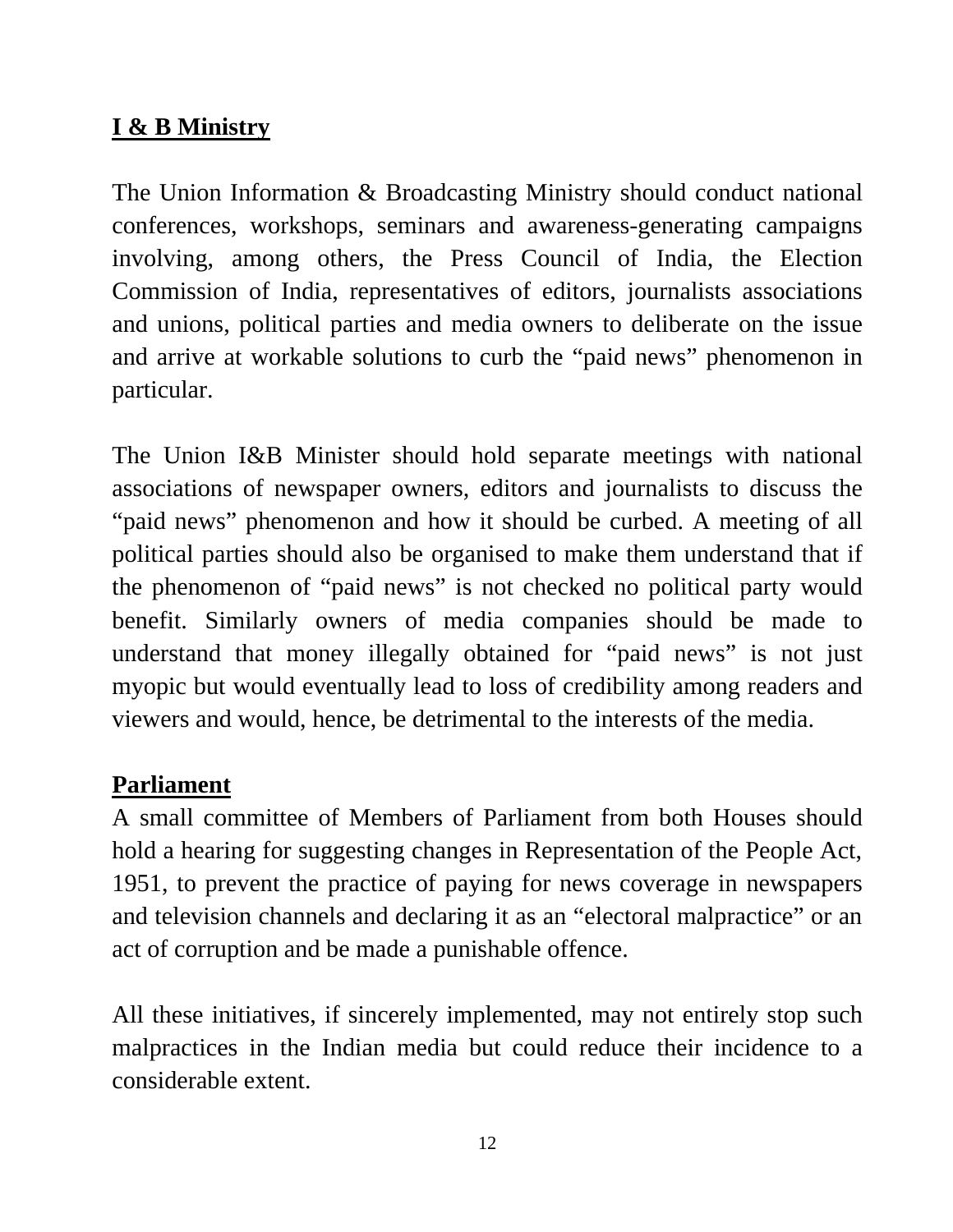## I & B Ministry

The Union Information & Broadcasting Ministry should conduct national conferences, workshops, seminars and awareness-generating campaigns involving, among others, the Press Council of India, the Election Commission of India, representatives of editors, journalists associations and unions, political parties and media owners to deliberate on the issue and arrive at workable solutions to curb the "paid news" phenomenon in particular.

The Union I&B Minister should hold separate meetings with national associations of newspaper owners, editors and journalists to discuss the "paid news" phenomenon and how it should be curbed. A meeting of all political parties should also be organised to make them understand that if the phenomenon of "paid news" is not checked no political party would benefit. Similarly owners of media companies should be made to understand that money illegally obtained for "paid news" is not just myopic but would eventually lead to loss of credibility among readers and viewers and would, hence, be detrimental to the interests of the media.

## Parliament

A small committee of Members of Parliament from both Houses should hold a hearing for suggesting changes in Representation of the People Act, 1951, to prevent the practice of paying for news coverage in newspapers and television channels and declaring it as an "electoral malpractice" or an act of corruption and be made a punishable offence.

All these initiatives, if sincerely implemented, may not entirely stop such malpractices in the Indian media but could reduce their incidence to a considerable extent.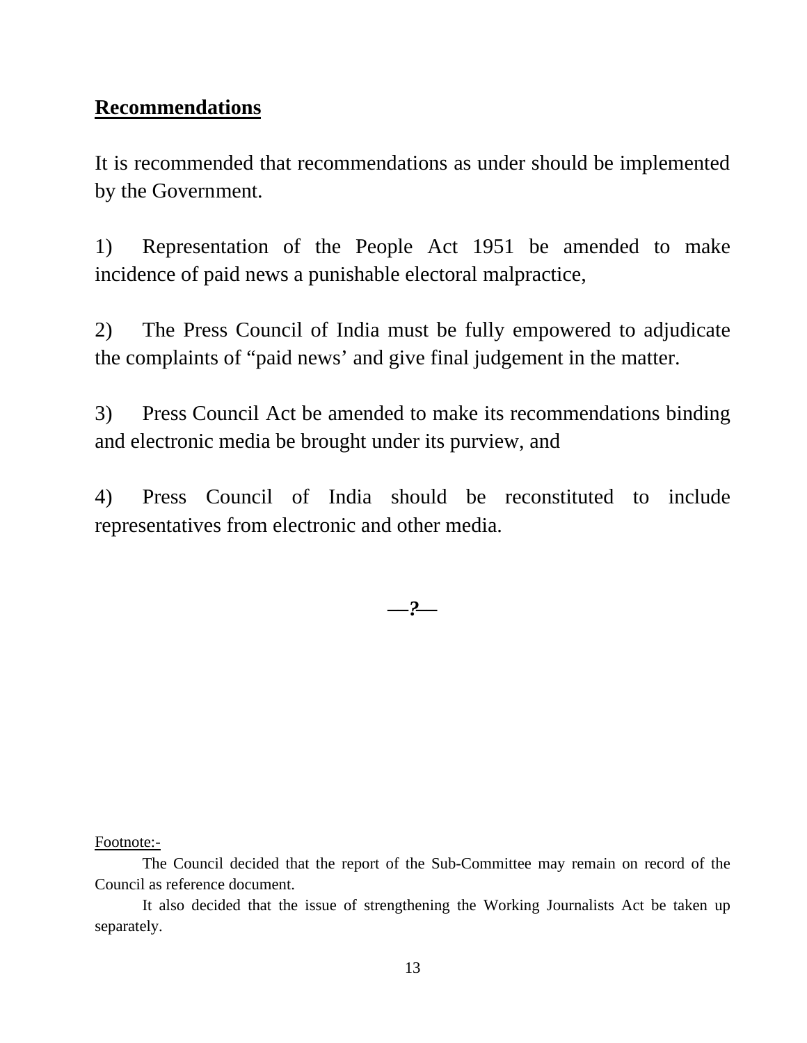## **Recommendations**

It is recommended that recommendations as under should be implemented by the Government.

1) Representation of the People Act 1951 be amended to make incidence of paid news a punishable electoral malpractice,

2) The Press Council of India must be fully empowered to adjudicate the complaints of "paid news' and give final judgement in the matter.

3) Press Council Act be amended to make its recommendations binding and electronic media be brought under its purview, and

4) Press Council of India should be reconstituted to include representatives from electronic and other media.

**—?—**

Footnote:-

The Council decided that the report of the Sub-Committee may remain on record of the Council as reference document.

It also decided that the issue of strengthening the Working Journalists Act be taken up separately.